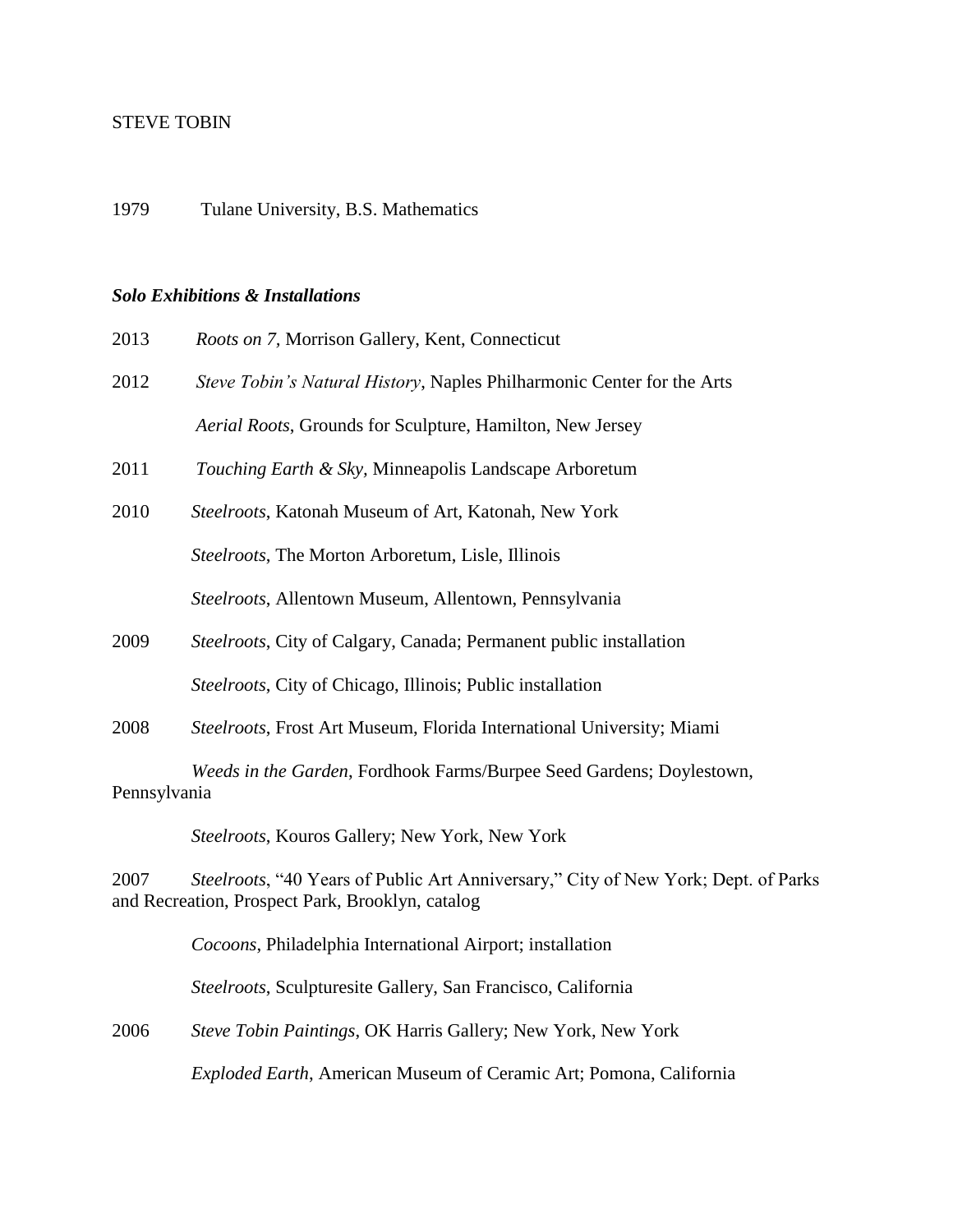STEVE TOBIN

1979 Tulane University, B.S. Mathematics

***Solo Exhibitions & Installations***

2013 *Roots on 7*, Morrison Gallery, Kent, Connecticut

2012 *Steve Tobin's Natural History*, Naples Philharmonic Center for the Arts

*Aerial Roots*, Grounds for Sculpture, Hamilton, New Jersey

2011 *Touching Earth & Sky*, Minneapolis Landscape Arboretum

2010 *Steelroots*, Katonah Museum of Art, Katonah, New York

*Steelroots*, The Morton Arboretum, Lisle, Illinois

*Steelroots*, Allentown Museum, Allentown, Pennsylvania

2009 *Steelroots*, City of Calgary, Canada; Permanent public installation

*Steelroots*, City of Chicago, Illinois; Public installation

2008 *Steelroots*, Frost Art Museum, Florida International University; Miami

*Weeds in the Garden*, Fordhook Farms/Burpee Seed Gardens; Doylestown, Pennsylvania

*Steelroots*, Kouros Gallery; New York, New York

2007 *Steelroots*, "40 Years of Public Art Anniversary," City of New York; Dept. of Parks and Recreation, Prospect Park, Brooklyn, catalog

*Cocoons*, Philadelphia International Airport; installation

*Steelroots*, Sculpturesite Gallery, San Francisco, California

2006 *Steve Tobin Paintings*, OK Harris Gallery; New York, New York

*Exploded Earth*, American Museum of Ceramic Art; Pomona, California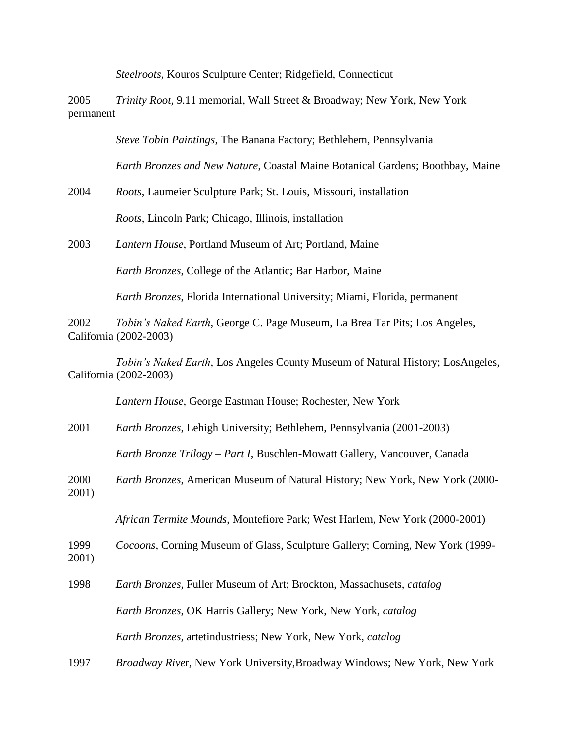*Steelroots*, Kouros Sculpture Center; Ridgefield, Connecticut

2005 *Trinity Root*, 9.11 memorial, Wall Street & Broadway; New York, New York permanent

*Steve Tobin Paintings*, The Banana Factory; Bethlehem, Pennsylvania

*Earth Bronzes and New Nature*, Coastal Maine Botanical Gardens; Boothbay, Maine

2004 *Roots*, Laumeier Sculpture Park; St. Louis, Missouri, installation

*Roots*, Lincoln Park; Chicago, Illinois, installation

2003 *Lantern House*, Portland Museum of Art; Portland, Maine

*Earth Bronzes*, College of the Atlantic; Bar Harbor, Maine

*Earth Bronzes*, Florida International University; Miami, Florida, permanent

2002 *Tobin's Naked Earth*, George C. Page Museum, La Brea Tar Pits; Los Angeles, California (2002-2003)

*Tobin's Naked Earth*, Los Angeles County Museum of Natural History; LosAngeles, California (2002-2003)

*Lantern House*, George Eastman House; Rochester, New York

2001 *Earth Bronzes*, Lehigh University; Bethlehem, Pennsylvania (2001-2003)

*Earth Bronze Trilogy – Part I*, Buschlen-Mowatt Gallery, Vancouver, Canada

2000 *Earth Bronzes*, American Museum of Natural History; New York, New York (2000-2001)

*African Termite Mounds*, Montefiore Park; West Harlem, New York (2000-2001)

1999 *Cocoons*, Corning Museum of Glass, Sculpture Gallery; Corning, New York (1999-2001)

1998 *Earth Bronzes*, Fuller Museum of Art; Brockton, Massachusets, *catalog*

*Earth Bronzes*, OK Harris Gallery; New York, New York, *catalog*

*Earth Bronzes*, artetindustriess; New York, New York, *catalog*

1997 *Broadway River*, New York University,Broadway Windows; New York, New York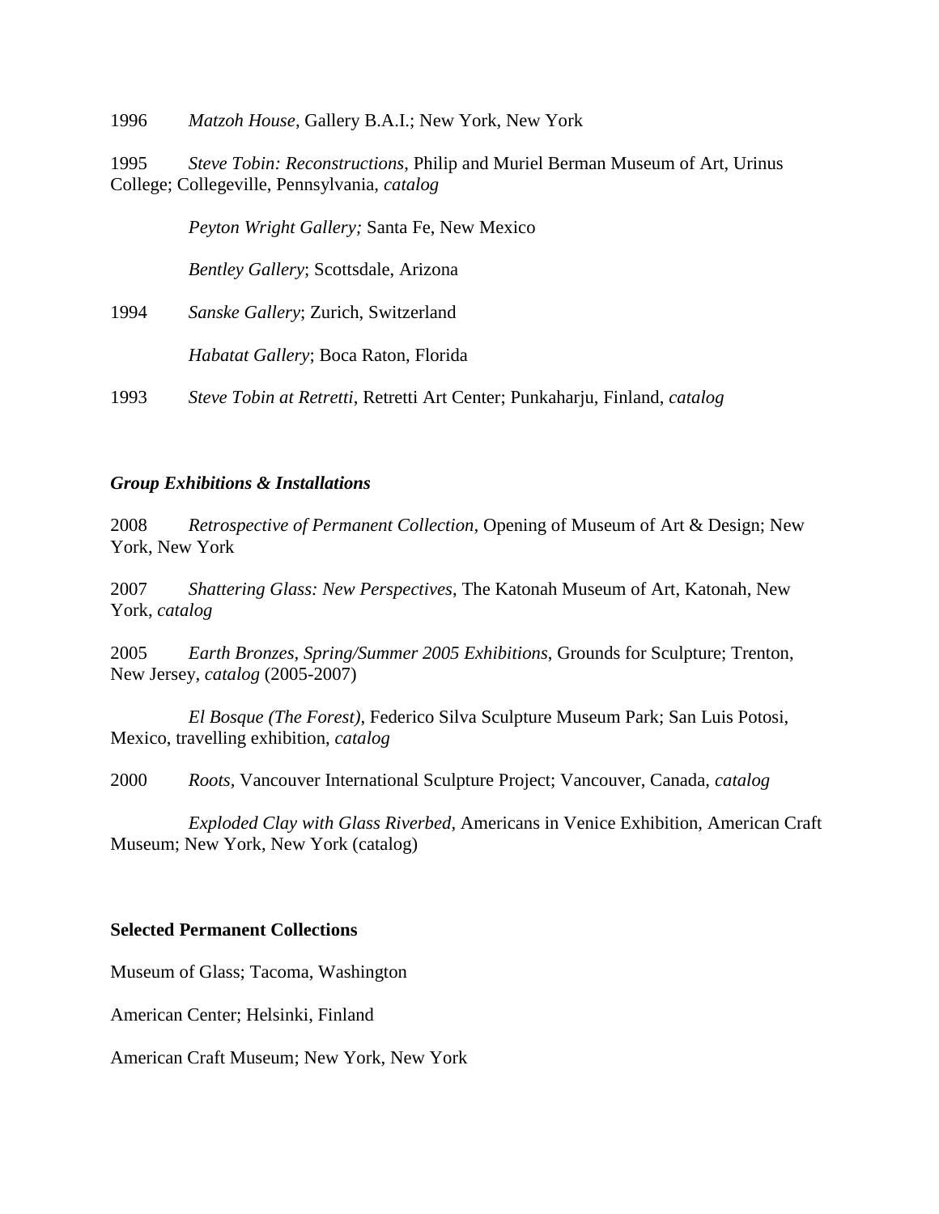1996 *Matzoh House*, Gallery B.A.I.; New York, New York

1995 *Steve Tobin: Reconstructions*, Philip and Muriel Berman Museum of Art, Urinus College; Collegeville, Pennsylvania, *catalog*

*Peyton Wright Gallery;* Santa Fe, New Mexico

*Bentley Gallery*; Scottsdale, Arizona

1994 *Sanske Gallery*; Zurich, Switzerland

*Habatat Gallery*; Boca Raton, Florida

1993 *Steve Tobin at Retretti*, Retretti Art Center; Punkaharju, Finland, *catalog*

### ***Group Exhibitions & Installations***

2008 *Retrospective of Permanent Collection,* Opening of Museum of Art & Design; New York, New York

2007 *Shattering Glass: New Perspectives*, The Katonah Museum of Art, Katonah, New York, *catalog*

2005 *Earth Bronzes, Spring/Summer 2005 Exhibitions*, Grounds for Sculpture; Trenton, New Jersey, *catalog* (2005-2007)

*El Bosque (The Forest),* Federico Silva Sculpture Museum Park; San Luis Potosi, Mexico, travelling exhibition, *catalog*

2000 *Roots,* Vancouver International Sculpture Project; Vancouver, Canada, *catalog*

*Exploded Clay with Glass Riverbed,* Americans in Venice Exhibition, American Craft Museum; New York, New York (catalog)

### **Selected Permanent Collections**

Museum of Glass; Tacoma, Washington

American Center; Helsinki, Finland

American Craft Museum; New York, New York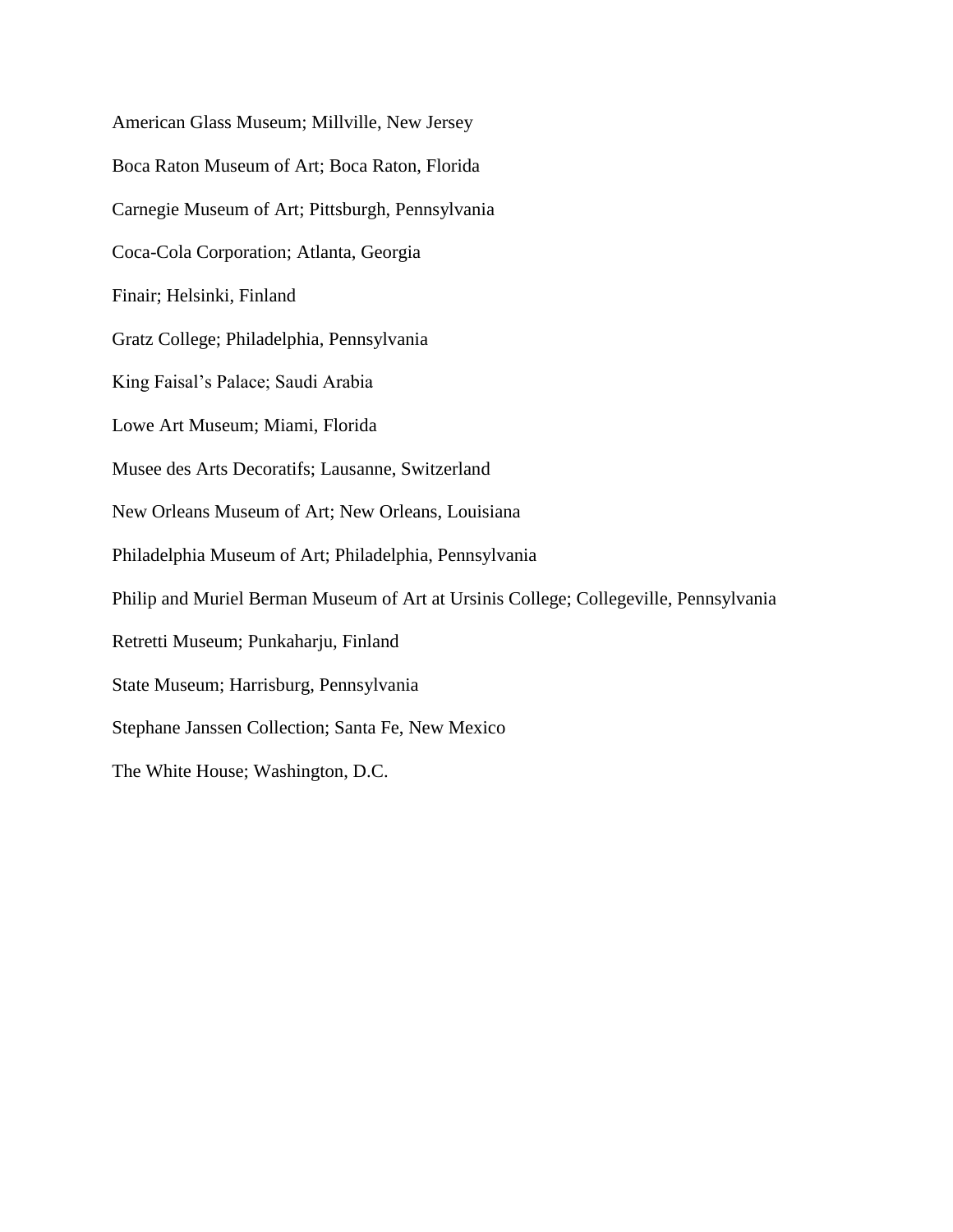American Glass Museum; Millville, New Jersey

Boca Raton Museum of Art; Boca Raton, Florida

Carnegie Museum of Art; Pittsburgh, Pennsylvania

Coca-Cola Corporation; Atlanta, Georgia

Finair; Helsinki, Finland

Gratz College; Philadelphia, Pennsylvania

King Faisal's Palace; Saudi Arabia

Lowe Art Museum; Miami, Florida

Musee des Arts Decoratifs; Lausanne, Switzerland

New Orleans Museum of Art; New Orleans, Louisiana

Philadelphia Museum of Art; Philadelphia, Pennsylvania

Philip and Muriel Berman Museum of Art at Ursinis College; Collegeville, Pennsylvania

Retretti Museum; Punkaharju, Finland

State Museum; Harrisburg, Pennsylvania

Stephane Janssen Collection; Santa Fe, New Mexico

The White House; Washington, D.C.